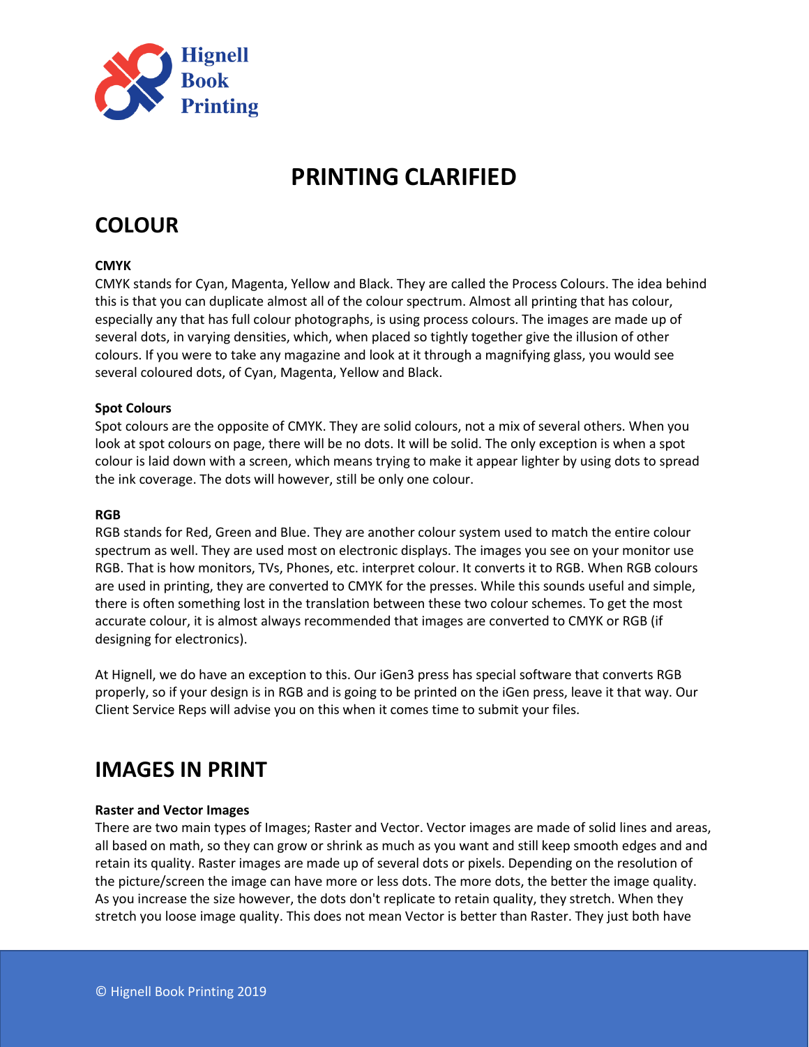Hignell Book Printing

# PRINTING CLARIFIED

## COLOUR

**CMYK**

CMYK stands for Cyan, Magenta, Yellow and Black. They are called the Process Colours. The idea behind this is that you can duplicate almost all of the colour spectrum. Almost all printing that has colour, especially any that has full colour photographs, is using process colours. The images are made up of several dots, in varying densities, which, when placed so tightly together give the illusion of other colours. If you were to take any magazine and look at it through a magnifying glass, you would see several coloured dots, of Cyan, Magenta, Yellow and Black.

**Spot Colours**

Spot colours are the opposite of CMYK. They are solid colours, not a mix of several others. When you look at spot colours on page, there will be no dots. It will be solid. The only exception is when a spot colour is laid down with a screen, which means trying to make it appear lighter by using dots to spread the ink coverage. The dots will however, still be only one colour.

**RGB**

RGB stands for Red, Green and Blue. They are another colour system used to match the entire colour spectrum as well. They are used most on electronic displays. The images you see on your monitor use RGB. That is how monitors, TVs, Phones, etc. interpret colour. It converts it to RGB. When RGB colours are used in printing, they are converted to CMYK for the presses. While this sounds useful and simple, there is often something lost in the translation between these two colour schemes. To get the most accurate colour, it is almost always recommended that images are converted to CMYK or RGB (if designing for electronics).

At Hignell, we do have an exception to this. Our iGen3 press has special software that converts RGB properly, so if your design is in RGB and is going to be printed on the iGen press, leave it that way. Our Client Service Reps will advise you on this when it comes time to submit your files.

## IMAGES IN PRINT

**Raster and Vector Images**

There are two main types of Images; Raster and Vector. Vector images are made of solid lines and areas, all based on math, so they can grow or shrink as much as you want and still keep smooth edges and and retain its quality. Raster images are made up of several dots or pixels. Depending on the resolution of the picture/screen the image can have more or less dots. The more dots, the better the image quality. As you increase the size however, the dots don't replicate to retain quality, they stretch. When they stretch you loose image quality. This does not mean Vector is better than Raster. They just both have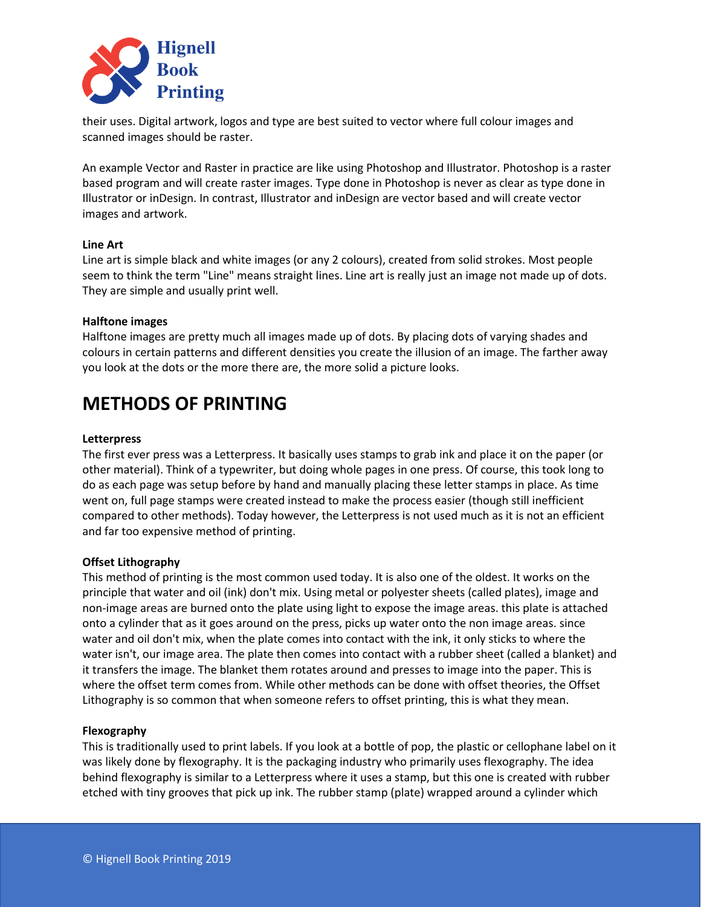their uses. Digital artwork, logos and type are best suited to vector where full colour images and scanned images should be raster.

An example Vector and Raster in practice are like using Photoshop and Illustrator. Photoshop is a raster based program and will create raster images. Type done in Photoshop is never as clear as type done in Illustrator or inDesign. In contrast, Illustrator and inDesign are vector based and will create vector images and artwork.

**Line Art**

Line art is simple black and white images (or any 2 colours), created from solid strokes. Most people seem to think the term "Line" means straight lines. Line art is really just an image not made up of dots. They are simple and usually print well.

**Halftone images**

Halftone images are pretty much all images made up of dots. By placing dots of varying shades and colours in certain patterns and different densities you create the illusion of an image. The farther away you look at the dots or the more there are, the more solid a picture looks.

## METHODS OF PRINTING

**Letterpress**

The first ever press was a Letterpress. It basically uses stamps to grab ink and place it on the paper (or other material). Think of a typewriter, but doing whole pages in one press. Of course, this took long to do as each page was setup before by hand and manually placing these letter stamps in place. As time went on, full page stamps were created instead to make the process easier (though still inefficient compared to other methods). Today however, the Letterpress is not used much as it is not an efficient and far too expensive method of printing.

**Offset Lithography**

This method of printing is the most common used today. It is also one of the oldest. It works on the principle that water and oil (ink) don't mix. Using metal or polyester sheets (called plates), image and non-image areas are burned onto the plate using light to expose the image areas. this plate is attached onto a cylinder that as it goes around on the press, picks up water onto the non image areas. since water and oil don't mix, when the plate comes into contact with the ink, it only sticks to where the water isn't, our image area. The plate then comes into contact with a rubber sheet (called a blanket) and it transfers the image. The blanket them rotates around and presses to image into the paper. This is where the offset term comes from. While other methods can be done with offset theories, the Offset Lithography is so common that when someone refers to offset printing, this is what they mean.

**Flexography**

This is traditionally used to print labels. If you look at a bottle of pop, the plastic or cellophane label on it was likely done by flexography. It is the packaging industry who primarily uses flexography. The idea behind flexography is similar to a Letterpress where it uses a stamp, but this one is created with rubber etched with tiny grooves that pick up ink. The rubber stamp (plate) wrapped around a cylinder which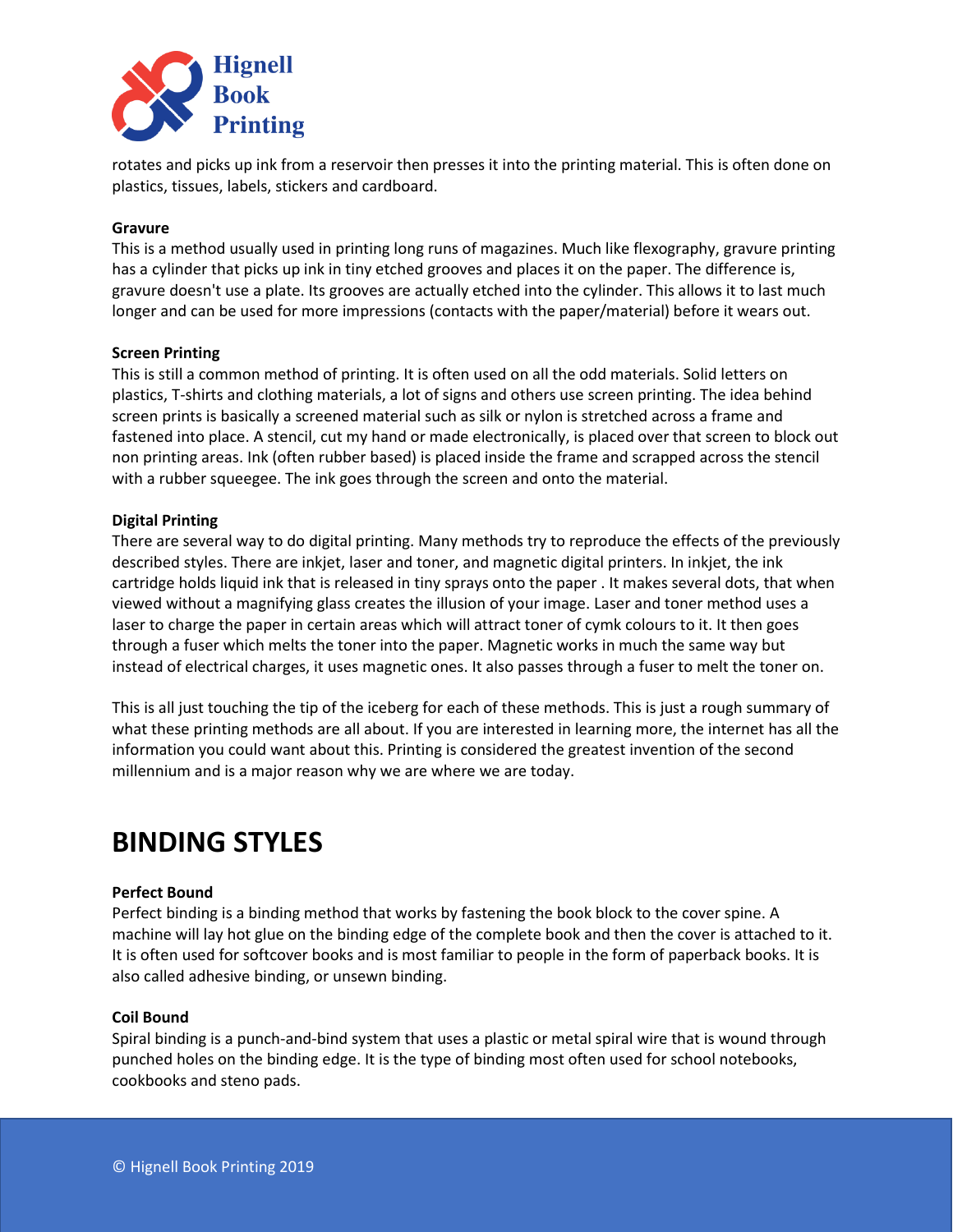rotates and picks up ink from a reservoir then presses it into the printing material. This is often done on plastics, tissues, labels, stickers and cardboard.

**Gravure**

This is a method usually used in printing long runs of magazines. Much like flexography, gravure printing has a cylinder that picks up ink in tiny etched grooves and places it on the paper. The difference is, gravure doesn't use a plate. Its grooves are actually etched into the cylinder. This allows it to last much longer and can be used for more impressions (contacts with the paper/material) before it wears out.

**Screen Printing**

This is still a common method of printing. It is often used on all the odd materials. Solid letters on plastics, T-shirts and clothing materials, a lot of signs and others use screen printing. The idea behind screen prints is basically a screened material such as silk or nylon is stretched across a frame and fastened into place. A stencil, cut my hand or made electronically, is placed over that screen to block out non printing areas. Ink (often rubber based) is placed inside the frame and scrapped across the stencil with a rubber squeegee. The ink goes through the screen and onto the material.

**Digital Printing**

There are several way to do digital printing. Many methods try to reproduce the effects of the previously described styles. There are inkjet, laser and toner, and magnetic digital printers. In inkjet, the ink cartridge holds liquid ink that is released in tiny sprays onto the paper . It makes several dots, that when viewed without a magnifying glass creates the illusion of your image. Laser and toner method uses a laser to charge the paper in certain areas which will attract toner of cymk colours to it. It then goes through a fuser which melts the toner into the paper. Magnetic works in much the same way but instead of electrical charges, it uses magnetic ones. It also passes through a fuser to melt the toner on.

This is all just touching the tip of the iceberg for each of these methods. This is just a rough summary of what these printing methods are all about. If you are interested in learning more, the internet has all the information you could want about this. Printing is considered the greatest invention of the second millennium and is a major reason why we are where we are today.

# BINDING STYLES

**Perfect Bound**

Perfect binding is a binding method that works by fastening the book block to the cover spine. A machine will lay hot glue on the binding edge of the complete book and then the cover is attached to it. It is often used for softcover books and is most familiar to people in the form of paperback books. It is also called adhesive binding, or unsewn binding.

**Coil Bound**

Spiral binding is a punch-and-bind system that uses a plastic or metal spiral wire that is wound through punched holes on the binding edge. It is the type of binding most often used for school notebooks, cookbooks and steno pads.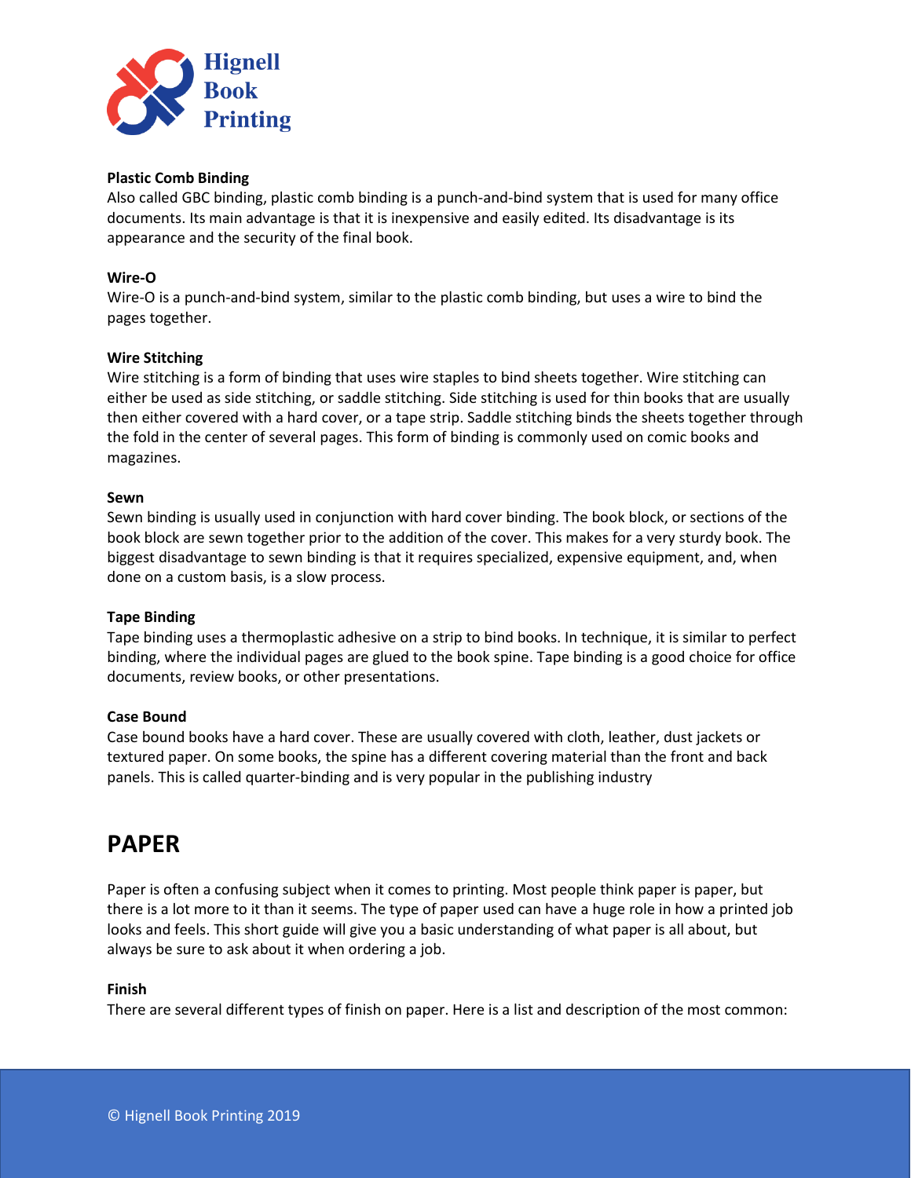**Plastic Comb Binding**
Also called GBC binding, plastic comb binding is a punch-and-bind system that is used for many office documents. Its main advantage is that it is inexpensive and easily edited. Its disadvantage is its appearance and the security of the final book.

**Wire-O**
Wire-O is a punch-and-bind system, similar to the plastic comb binding, but uses a wire to bind the pages together.

**Wire Stitching**
Wire stitching is a form of binding that uses wire staples to bind sheets together. Wire stitching can either be used as side stitching, or saddle stitching. Side stitching is used for thin books that are usually then either covered with a hard cover, or a tape strip. Saddle stitching binds the sheets together through the fold in the center of several pages. This form of binding is commonly used on comic books and magazines.

**Sewn**
Sewn binding is usually used in conjunction with hard cover binding. The book block, or sections of the book block are sewn together prior to the addition of the cover. This makes for a very sturdy book. The biggest disadvantage to sewn binding is that it requires specialized, expensive equipment, and, when done on a custom basis, is a slow process.

**Tape Binding**
Tape binding uses a thermoplastic adhesive on a strip to bind books. In technique, it is similar to perfect binding, where the individual pages are glued to the book spine. Tape binding is a good choice for office documents, review books, or other presentations.

**Case Bound**
Case bound books have a hard cover. These are usually covered with cloth, leather, dust jackets or textured paper. On some books, the spine has a different covering material than the front and back panels. This is called quarter-binding and is very popular in the publishing industry

# PAPER

Paper is often a confusing subject when it comes to printing. Most people think paper is paper, but there is a lot more to it than it seems. The type of paper used can have a huge role in how a printed job looks and feels. This short guide will give you a basic understanding of what paper is all about, but always be sure to ask about it when ordering a job.

**Finish**
There are several different types of finish on paper. Here is a list and description of the most common: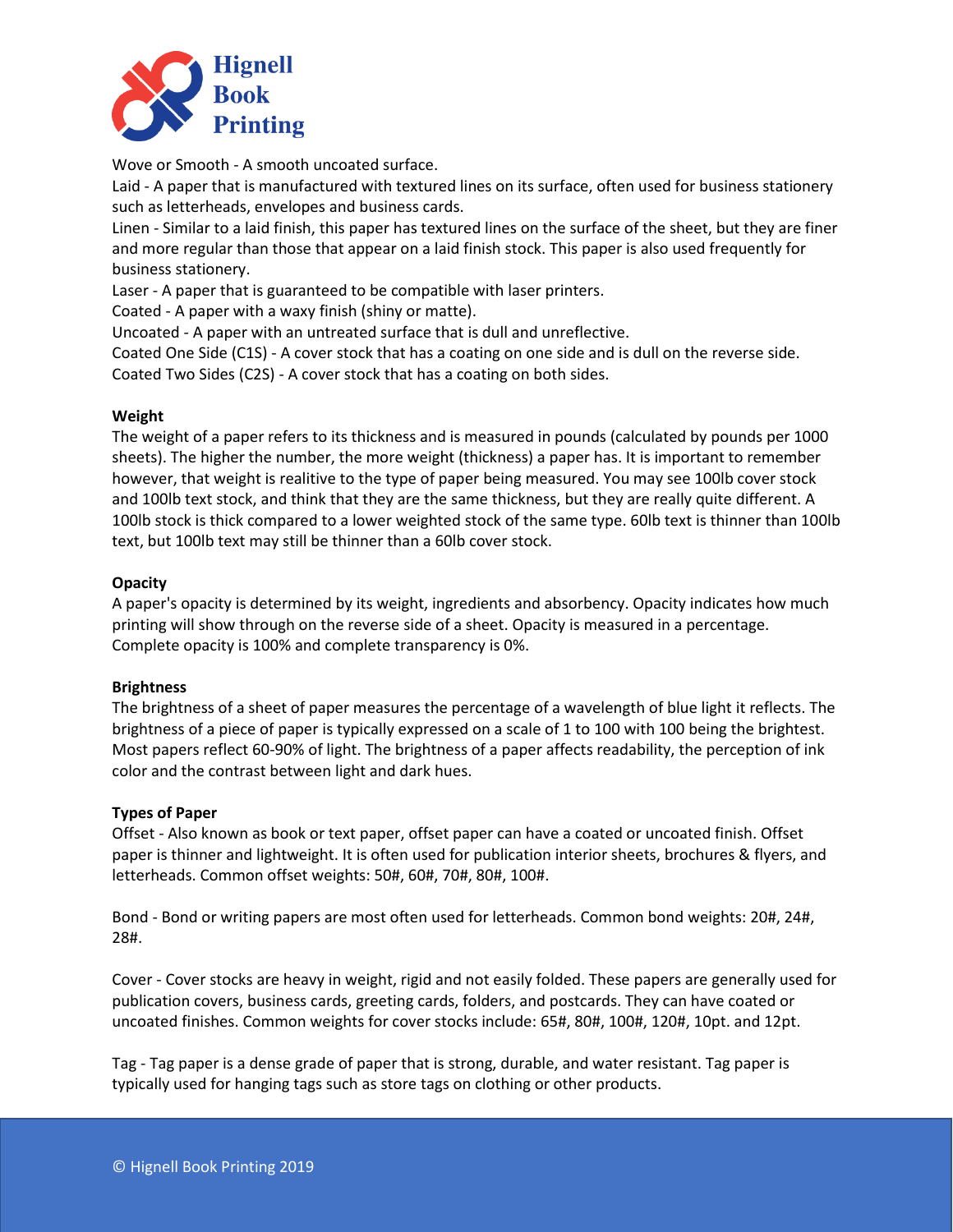Wove or Smooth - A smooth uncoated surface.
Laid - A paper that is manufactured with textured lines on its surface, often used for business stationery such as letterheads, envelopes and business cards.
Linen - Similar to a laid finish, this paper has textured lines on the surface of the sheet, but they are finer and more regular than those that appear on a laid finish stock. This paper is also used frequently for business stationery.
Laser - A paper that is guaranteed to be compatible with laser printers.
Coated - A paper with a waxy finish (shiny or matte).
Uncoated - A paper with an untreated surface that is dull and unreflective.
Coated One Side (C1S) - A cover stock that has a coating on one side and is dull on the reverse side.
Coated Two Sides (C2S) - A cover stock that has a coating on both sides.

**Weight**
The weight of a paper refers to its thickness and is measured in pounds (calculated by pounds per 1000 sheets). The higher the number, the more weight (thickness) a paper has. It is important to remember however, that weight is realitive to the type of paper being measured. You may see 100lb cover stock and 100lb text stock, and think that they are the same thickness, but they are really quite different. A 100lb stock is thick compared to a lower weighted stock of the same type. 60lb text is thinner than 100lb text, but 100lb text may still be thinner than a 60lb cover stock.

**Opacity**
A paper's opacity is determined by its weight, ingredients and absorbency. Opacity indicates how much printing will show through on the reverse side of a sheet. Opacity is measured in a percentage. Complete opacity is 100% and complete transparency is 0%.

**Brightness**
The brightness of a sheet of paper measures the percentage of a wavelength of blue light it reflects. The brightness of a piece of paper is typically expressed on a scale of 1 to 100 with 100 being the brightest. Most papers reflect 60-90% of light. The brightness of a paper affects readability, the perception of ink color and the contrast between light and dark hues.

**Types of Paper**
Offset - Also known as book or text paper, offset paper can have a coated or uncoated finish. Offset paper is thinner and lightweight. It is often used for publication interior sheets, brochures & flyers, and letterheads. Common offset weights: 50#, 60#, 70#, 80#, 100#.

Bond - Bond or writing papers are most often used for letterheads. Common bond weights: 20#, 24#, 28#.

Cover - Cover stocks are heavy in weight, rigid and not easily folded. These papers are generally used for publication covers, business cards, greeting cards, folders, and postcards. They can have coated or uncoated finishes. Common weights for cover stocks include: 65#, 80#, 100#, 120#, 10pt. and 12pt.

Tag - Tag paper is a dense grade of paper that is strong, durable, and water resistant. Tag paper is typically used for hanging tags such as store tags on clothing or other products.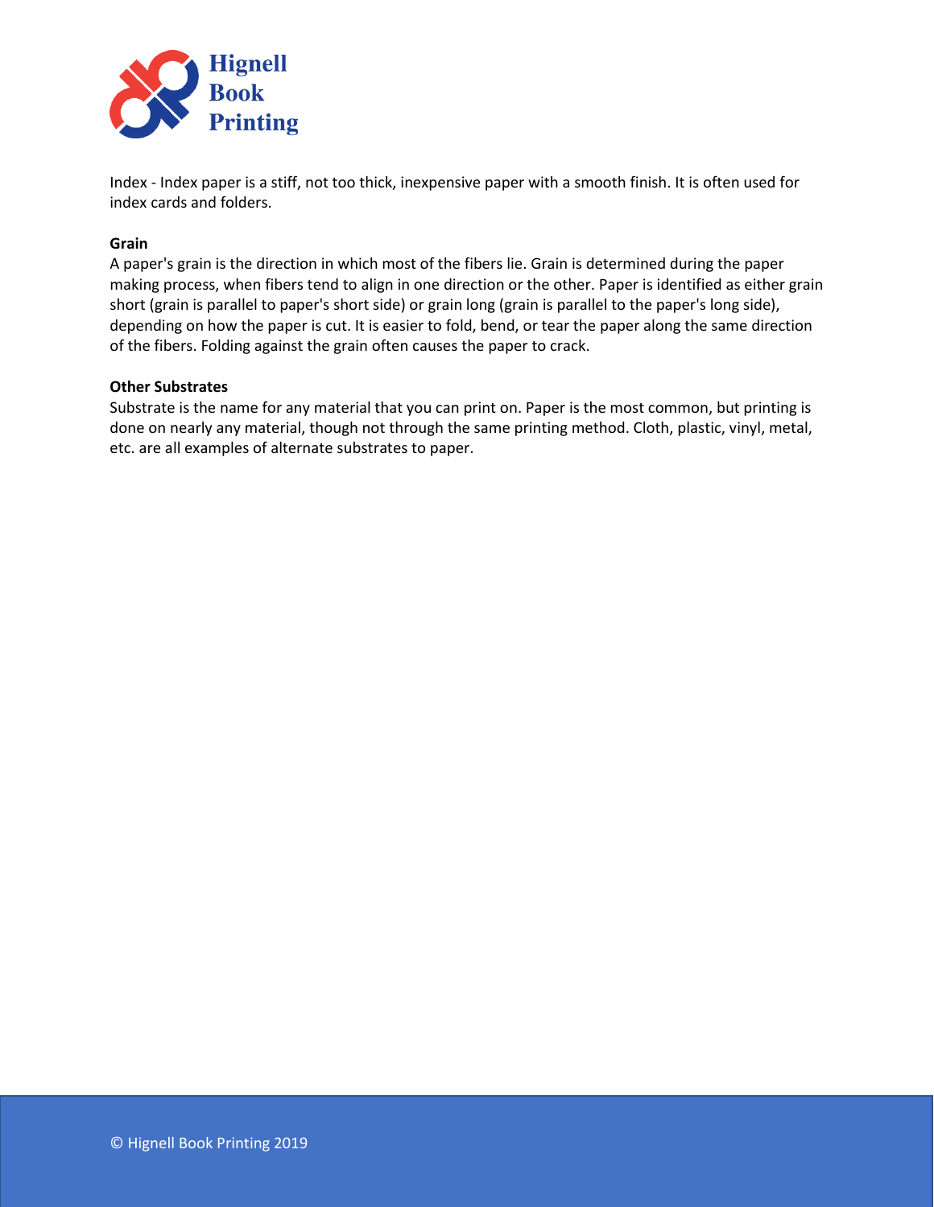Index - Index paper is a stiff, not too thick, inexpensive paper with a smooth finish. It is often used for index cards and folders.

**Grain**

A paper's grain is the direction in which most of the fibers lie. Grain is determined during the paper making process, when fibers tend to align in one direction or the other. Paper is identified as either grain short (grain is parallel to paper's short side) or grain long (grain is parallel to the paper's long side), depending on how the paper is cut. It is easier to fold, bend, or tear the paper along the same direction of the fibers. Folding against the grain often causes the paper to crack.

**Other Substrates**

Substrate is the name for any material that you can print on. Paper is the most common, but printing is done on nearly any material, though not through the same printing method. Cloth, plastic, vinyl, metal, etc. are all examples of alternate substrates to paper.